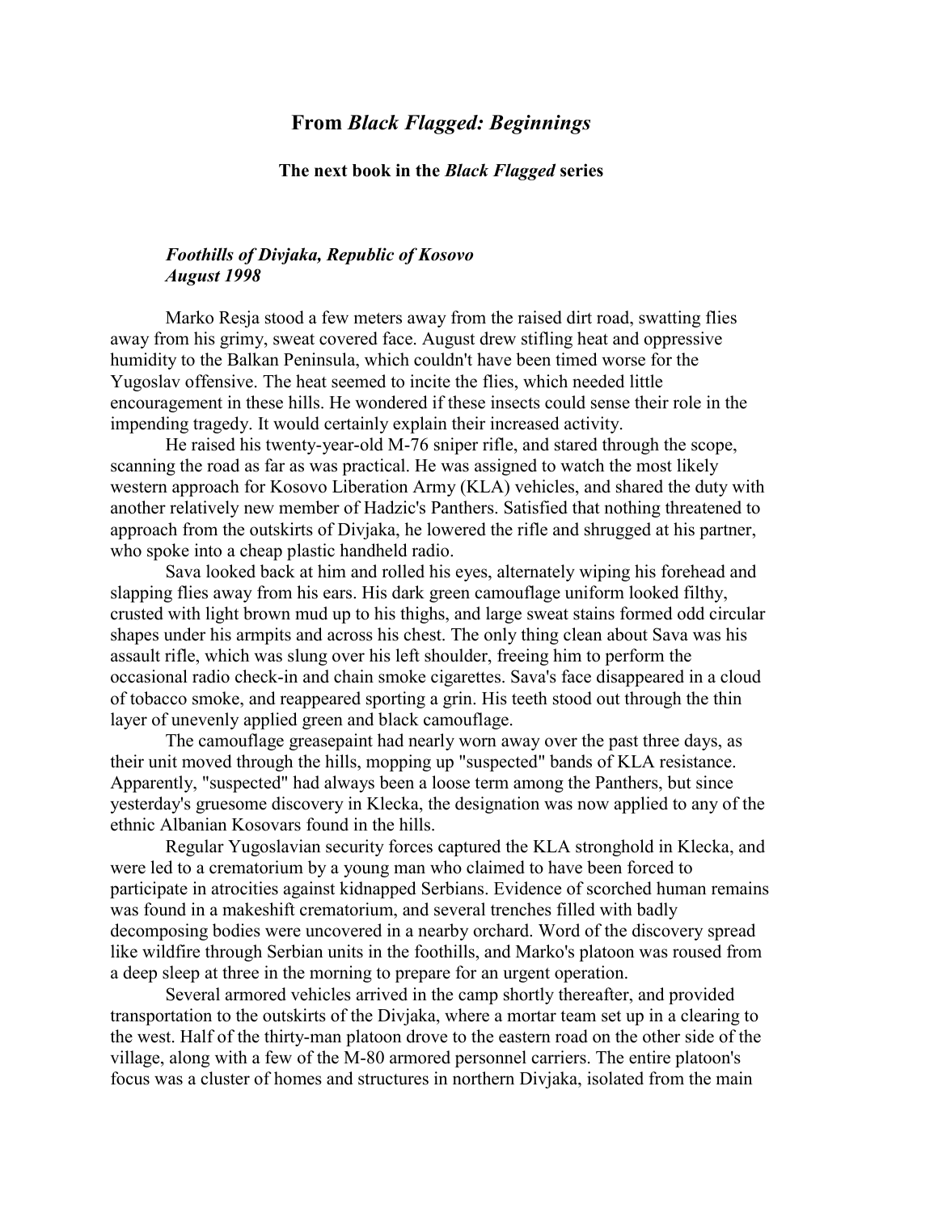## From *Black Flagged: Beginnings*

### The next book in the *Black Flagged* series

***Foothills of Divjaka, Republic of Kosovo***
***August 1998***

Marko Resja stood a few meters away from the raised dirt road, swatting flies away from his grimy, sweat covered face. August drew stifling heat and oppressive humidity to the Balkan Peninsula, which couldn't have been timed worse for the Yugoslav offensive. The heat seemed to incite the flies, which needed little encouragement in these hills. He wondered if these insects could sense their role in the impending tragedy. It would certainly explain their increased activity.

He raised his twenty-year-old M-76 sniper rifle, and stared through the scope, scanning the road as far as was practical. He was assigned to watch the most likely western approach for Kosovo Liberation Army (KLA) vehicles, and shared the duty with another relatively new member of Hadzic's Panthers. Satisfied that nothing threatened to approach from the outskirts of Divjaka, he lowered the rifle and shrugged at his partner, who spoke into a cheap plastic handheld radio.

Sava looked back at him and rolled his eyes, alternately wiping his forehead and slapping flies away from his ears. His dark green camouflage uniform looked filthy, crusted with light brown mud up to his thighs, and large sweat stains formed odd circular shapes under his armpits and across his chest. The only thing clean about Sava was his assault rifle, which was slung over his left shoulder, freeing him to perform the occasional radio check-in and chain smoke cigarettes. Sava's face disappeared in a cloud of tobacco smoke, and reappeared sporting a grin. His teeth stood out through the thin layer of unevenly applied green and black camouflage.

The camouflage greasepaint had nearly worn away over the past three days, as their unit moved through the hills, mopping up "suspected" bands of KLA resistance. Apparently, "suspected" had always been a loose term among the Panthers, but since yesterday's gruesome discovery in Klecka, the designation was now applied to any of the ethnic Albanian Kosovars found in the hills.

Regular Yugoslavian security forces captured the KLA stronghold in Klecka, and were led to a crematorium by a young man who claimed to have been forced to participate in atrocities against kidnapped Serbians. Evidence of scorched human remains was found in a makeshift crematorium, and several trenches filled with badly decomposing bodies were uncovered in a nearby orchard. Word of the discovery spread like wildfire through Serbian units in the foothills, and Marko's platoon was roused from a deep sleep at three in the morning to prepare for an urgent operation.

Several armored vehicles arrived in the camp shortly thereafter, and provided transportation to the outskirts of the Divjaka, where a mortar team set up in a clearing to the west. Half of the thirty-man platoon drove to the eastern road on the other side of the village, along with a few of the M-80 armored personnel carriers. The entire platoon's focus was a cluster of homes and structures in northern Divjaka, isolated from the main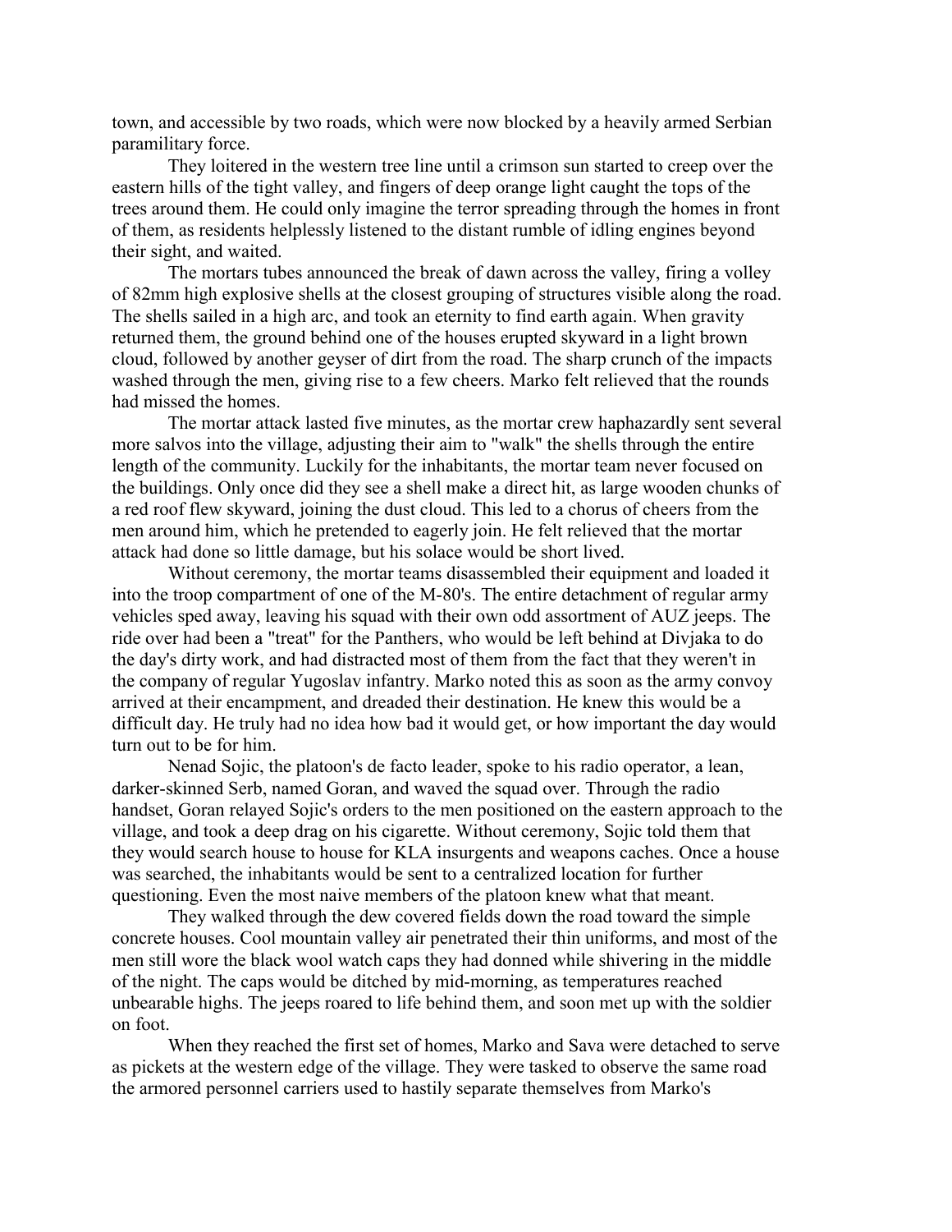town, and accessible by two roads, which were now blocked by a heavily armed Serbian paramilitary force.

They loitered in the western tree line until a crimson sun started to creep over the eastern hills of the tight valley, and fingers of deep orange light caught the tops of the trees around them. He could only imagine the terror spreading through the homes in front of them, as residents helplessly listened to the distant rumble of idling engines beyond their sight, and waited.

The mortars tubes announced the break of dawn across the valley, firing a volley of 82mm high explosive shells at the closest grouping of structures visible along the road. The shells sailed in a high arc, and took an eternity to find earth again. When gravity returned them, the ground behind one of the houses erupted skyward in a light brown cloud, followed by another geyser of dirt from the road. The sharp crunch of the impacts washed through the men, giving rise to a few cheers. Marko felt relieved that the rounds had missed the homes.

The mortar attack lasted five minutes, as the mortar crew haphazardly sent several more salvos into the village, adjusting their aim to "walk" the shells through the entire length of the community. Luckily for the inhabitants, the mortar team never focused on the buildings. Only once did they see a shell make a direct hit, as large wooden chunks of a red roof flew skyward, joining the dust cloud. This led to a chorus of cheers from the men around him, which he pretended to eagerly join. He felt relieved that the mortar attack had done so little damage, but his solace would be short lived.

Without ceremony, the mortar teams disassembled their equipment and loaded it into the troop compartment of one of the M-80's. The entire detachment of regular army vehicles sped away, leaving his squad with their own odd assortment of AUZ jeeps. The ride over had been a "treat" for the Panthers, who would be left behind at Divjaka to do the day's dirty work, and had distracted most of them from the fact that they weren't in the company of regular Yugoslav infantry. Marko noted this as soon as the army convoy arrived at their encampment, and dreaded their destination. He knew this would be a difficult day. He truly had no idea how bad it would get, or how important the day would turn out to be for him.

Nenad Sojic, the platoon's de facto leader, spoke to his radio operator, a lean, darker-skinned Serb, named Goran, and waved the squad over. Through the radio handset, Goran relayed Sojic's orders to the men positioned on the eastern approach to the village, and took a deep drag on his cigarette. Without ceremony, Sojic told them that they would search house to house for KLA insurgents and weapons caches. Once a house was searched, the inhabitants would be sent to a centralized location for further questioning. Even the most naive members of the platoon knew what that meant.

They walked through the dew covered fields down the road toward the simple concrete houses. Cool mountain valley air penetrated their thin uniforms, and most of the men still wore the black wool watch caps they had donned while shivering in the middle of the night. The caps would be ditched by mid-morning, as temperatures reached unbearable highs. The jeeps roared to life behind them, and soon met up with the soldier on foot.

When they reached the first set of homes, Marko and Sava were detached to serve as pickets at the western edge of the village. They were tasked to observe the same road the armored personnel carriers used to hastily separate themselves from Marko's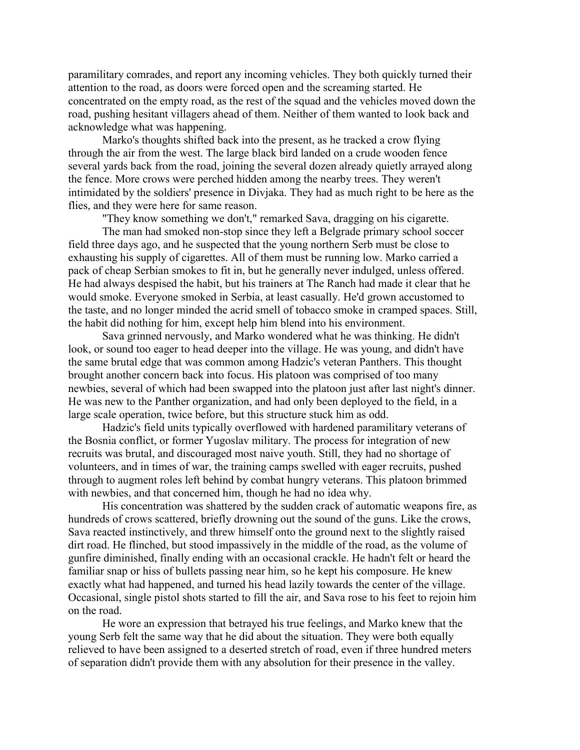paramilitary comrades, and report any incoming vehicles. They both quickly turned their attention to the road, as doors were forced open and the screaming started. He concentrated on the empty road, as the rest of the squad and the vehicles moved down the road, pushing hesitant villagers ahead of them. Neither of them wanted to look back and acknowledge what was happening.

Marko's thoughts shifted back into the present, as he tracked a crow flying through the air from the west. The large black bird landed on a crude wooden fence several yards back from the road, joining the several dozen already quietly arrayed along the fence. More crows were perched hidden among the nearby trees. They weren't intimidated by the soldiers' presence in Divjaka. They had as much right to be here as the flies, and they were here for same reason.

"They know something we don't," remarked Sava, dragging on his cigarette.

The man had smoked non-stop since they left a Belgrade primary school soccer field three days ago, and he suspected that the young northern Serb must be close to exhausting his supply of cigarettes. All of them must be running low. Marko carried a pack of cheap Serbian smokes to fit in, but he generally never indulged, unless offered. He had always despised the habit, but his trainers at The Ranch had made it clear that he would smoke. Everyone smoked in Serbia, at least casually. He'd grown accustomed to the taste, and no longer minded the acrid smell of tobacco smoke in cramped spaces. Still, the habit did nothing for him, except help him blend into his environment.

Sava grinned nervously, and Marko wondered what he was thinking. He didn't look, or sound too eager to head deeper into the village. He was young, and didn't have the same brutal edge that was common among Hadzic's veteran Panthers. This thought brought another concern back into focus. His platoon was comprised of too many newbies, several of which had been swapped into the platoon just after last night's dinner. He was new to the Panther organization, and had only been deployed to the field, in a large scale operation, twice before, but this structure stuck him as odd.

Hadzic's field units typically overflowed with hardened paramilitary veterans of the Bosnia conflict, or former Yugoslav military. The process for integration of new recruits was brutal, and discouraged most naive youth. Still, they had no shortage of volunteers, and in times of war, the training camps swelled with eager recruits, pushed through to augment roles left behind by combat hungry veterans. This platoon brimmed with newbies, and that concerned him, though he had no idea why.

His concentration was shattered by the sudden crack of automatic weapons fire, as hundreds of crows scattered, briefly drowning out the sound of the guns. Like the crows, Sava reacted instinctively, and threw himself onto the ground next to the slightly raised dirt road. He flinched, but stood impassively in the middle of the road, as the volume of gunfire diminished, finally ending with an occasional crackle. He hadn't felt or heard the familiar snap or hiss of bullets passing near him, so he kept his composure. He knew exactly what had happened, and turned his head lazily towards the center of the village. Occasional, single pistol shots started to fill the air, and Sava rose to his feet to rejoin him on the road.

He wore an expression that betrayed his true feelings, and Marko knew that the young Serb felt the same way that he did about the situation. They were both equally relieved to have been assigned to a deserted stretch of road, even if three hundred meters of separation didn't provide them with any absolution for their presence in the valley.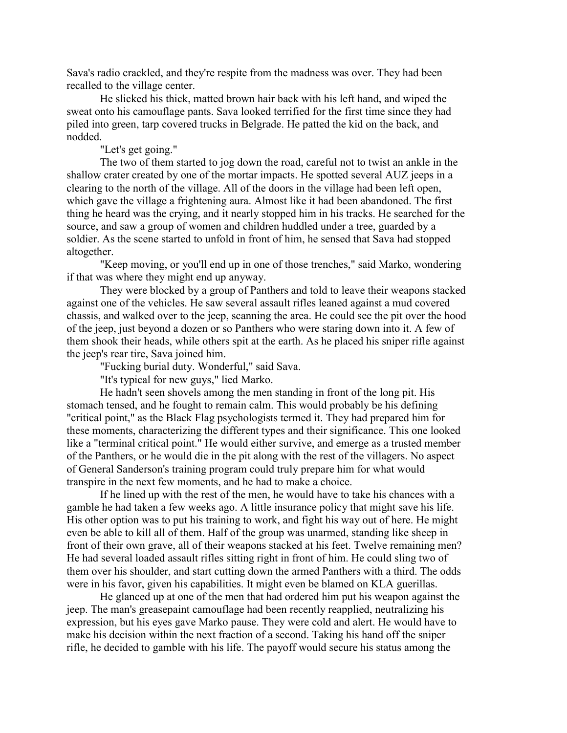Sava's radio crackled, and they're respite from the madness was over. They had been recalled to the village center.

He slicked his thick, matted brown hair back with his left hand, and wiped the sweat onto his camouflage pants. Sava looked terrified for the first time since they had piled into green, tarp covered trucks in Belgrade. He patted the kid on the back, and nodded.

"Let's get going."

The two of them started to jog down the road, careful not to twist an ankle in the shallow crater created by one of the mortar impacts. He spotted several AUZ jeeps in a clearing to the north of the village. All of the doors in the village had been left open, which gave the village a frightening aura. Almost like it had been abandoned. The first thing he heard was the crying, and it nearly stopped him in his tracks. He searched for the source, and saw a group of women and children huddled under a tree, guarded by a soldier. As the scene started to unfold in front of him, he sensed that Sava had stopped altogether.

"Keep moving, or you'll end up in one of those trenches," said Marko, wondering if that was where they might end up anyway.

They were blocked by a group of Panthers and told to leave their weapons stacked against one of the vehicles. He saw several assault rifles leaned against a mud covered chassis, and walked over to the jeep, scanning the area. He could see the pit over the hood of the jeep, just beyond a dozen or so Panthers who were staring down into it. A few of them shook their heads, while others spit at the earth. As he placed his sniper rifle against the jeep's rear tire, Sava joined him.

"Fucking burial duty. Wonderful," said Sava.

"It's typical for new guys," lied Marko.

He hadn't seen shovels among the men standing in front of the long pit. His stomach tensed, and he fought to remain calm. This would probably be his defining "critical point," as the Black Flag psychologists termed it. They had prepared him for these moments, characterizing the different types and their significance. This one looked like a "terminal critical point." He would either survive, and emerge as a trusted member of the Panthers, or he would die in the pit along with the rest of the villagers. No aspect of General Sanderson's training program could truly prepare him for what would transpire in the next few moments, and he had to make a choice.

If he lined up with the rest of the men, he would have to take his chances with a gamble he had taken a few weeks ago. A little insurance policy that might save his life. His other option was to put his training to work, and fight his way out of here. He might even be able to kill all of them. Half of the group was unarmed, standing like sheep in front of their own grave, all of their weapons stacked at his feet. Twelve remaining men? He had several loaded assault rifles sitting right in front of him. He could sling two of them over his shoulder, and start cutting down the armed Panthers with a third. The odds were in his favor, given his capabilities. It might even be blamed on KLA guerillas.

He glanced up at one of the men that had ordered him put his weapon against the jeep. The man's greasepaint camouflage had been recently reapplied, neutralizing his expression, but his eyes gave Marko pause. They were cold and alert. He would have to make his decision within the next fraction of a second. Taking his hand off the sniper rifle, he decided to gamble with his life. The payoff would secure his status among the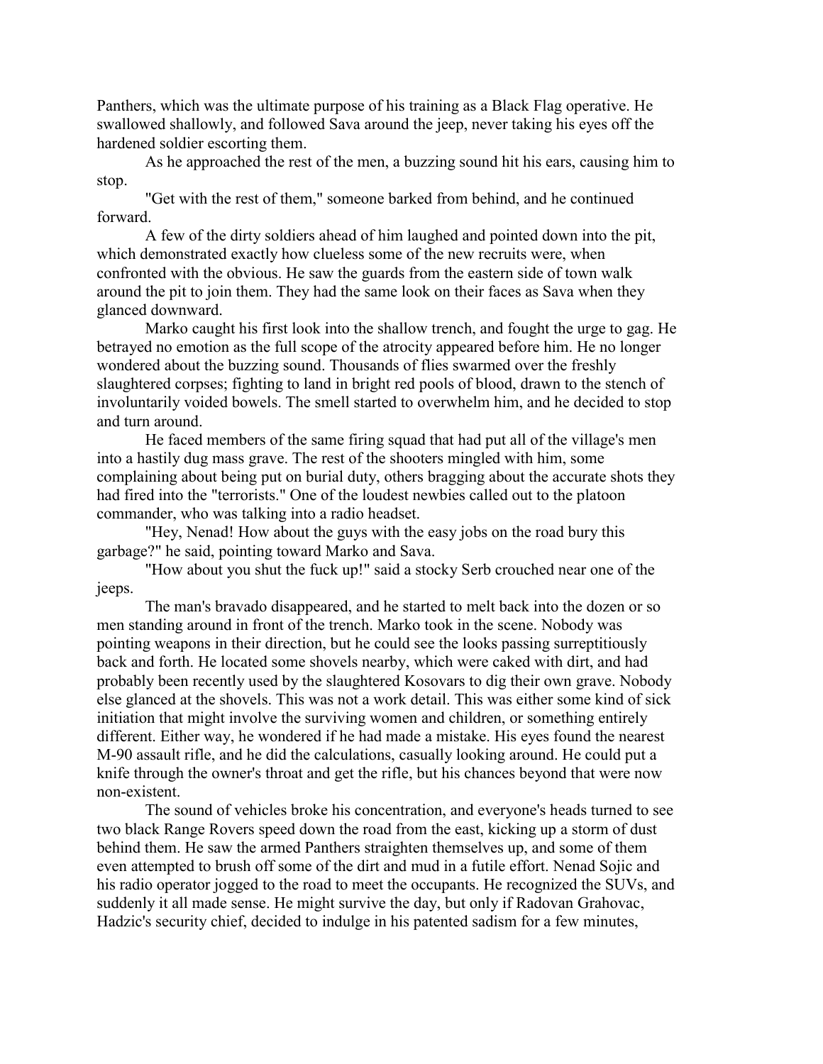Panthers, which was the ultimate purpose of his training as a Black Flag operative. He swallowed shallowly, and followed Sava around the jeep, never taking his eyes off the hardened soldier escorting them.

As he approached the rest of the men, a buzzing sound hit his ears, causing him to stop.

"Get with the rest of them," someone barked from behind, and he continued forward.

A few of the dirty soldiers ahead of him laughed and pointed down into the pit, which demonstrated exactly how clueless some of the new recruits were, when confronted with the obvious. He saw the guards from the eastern side of town walk around the pit to join them. They had the same look on their faces as Sava when they glanced downward.

Marko caught his first look into the shallow trench, and fought the urge to gag. He betrayed no emotion as the full scope of the atrocity appeared before him. He no longer wondered about the buzzing sound. Thousands of flies swarmed over the freshly slaughtered corpses; fighting to land in bright red pools of blood, drawn to the stench of involuntarily voided bowels. The smell started to overwhelm him, and he decided to stop and turn around.

He faced members of the same firing squad that had put all of the village's men into a hastily dug mass grave. The rest of the shooters mingled with him, some complaining about being put on burial duty, others bragging about the accurate shots they had fired into the "terrorists." One of the loudest newbies called out to the platoon commander, who was talking into a radio headset.

"Hey, Nenad! How about the guys with the easy jobs on the road bury this garbage?" he said, pointing toward Marko and Sava.

"How about you shut the fuck up!" said a stocky Serb crouched near one of the jeeps.

The man's bravado disappeared, and he started to melt back into the dozen or so men standing around in front of the trench. Marko took in the scene. Nobody was pointing weapons in their direction, but he could see the looks passing surreptitiously back and forth. He located some shovels nearby, which were caked with dirt, and had probably been recently used by the slaughtered Kosovars to dig their own grave. Nobody else glanced at the shovels. This was not a work detail. This was either some kind of sick initiation that might involve the surviving women and children, or something entirely different. Either way, he wondered if he had made a mistake. His eyes found the nearest M-90 assault rifle, and he did the calculations, casually looking around. He could put a knife through the owner's throat and get the rifle, but his chances beyond that were now non-existent.

The sound of vehicles broke his concentration, and everyone's heads turned to see two black Range Rovers speed down the road from the east, kicking up a storm of dust behind them. He saw the armed Panthers straighten themselves up, and some of them even attempted to brush off some of the dirt and mud in a futile effort. Nenad Sojic and his radio operator jogged to the road to meet the occupants. He recognized the SUVs, and suddenly it all made sense. He might survive the day, but only if Radovan Grahovac, Hadzic's security chief, decided to indulge in his patented sadism for a few minutes,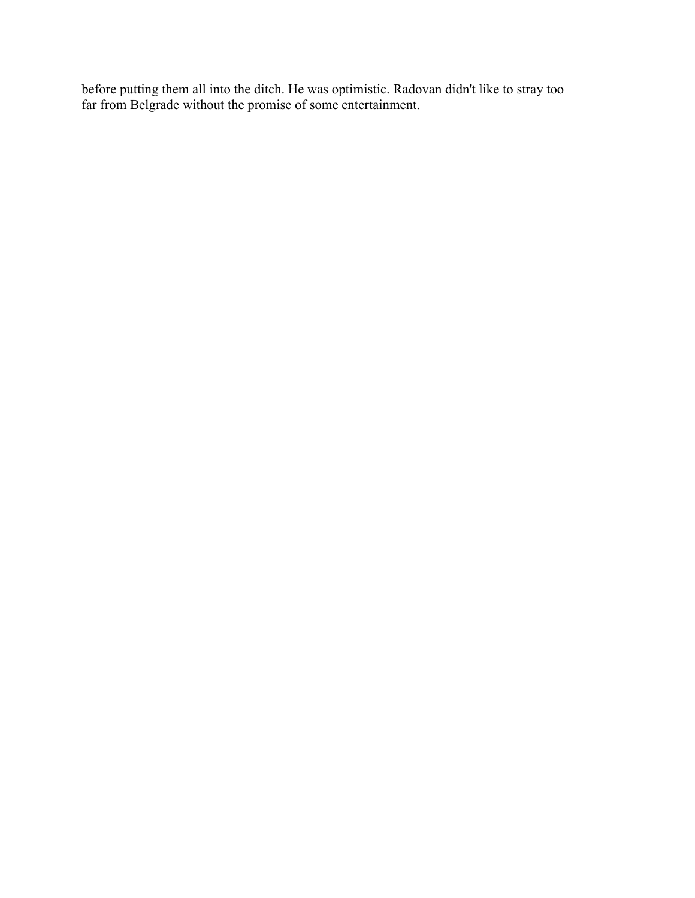before putting them all into the ditch. He was optimistic. Radovan didn't like to stray too far from Belgrade without the promise of some entertainment.